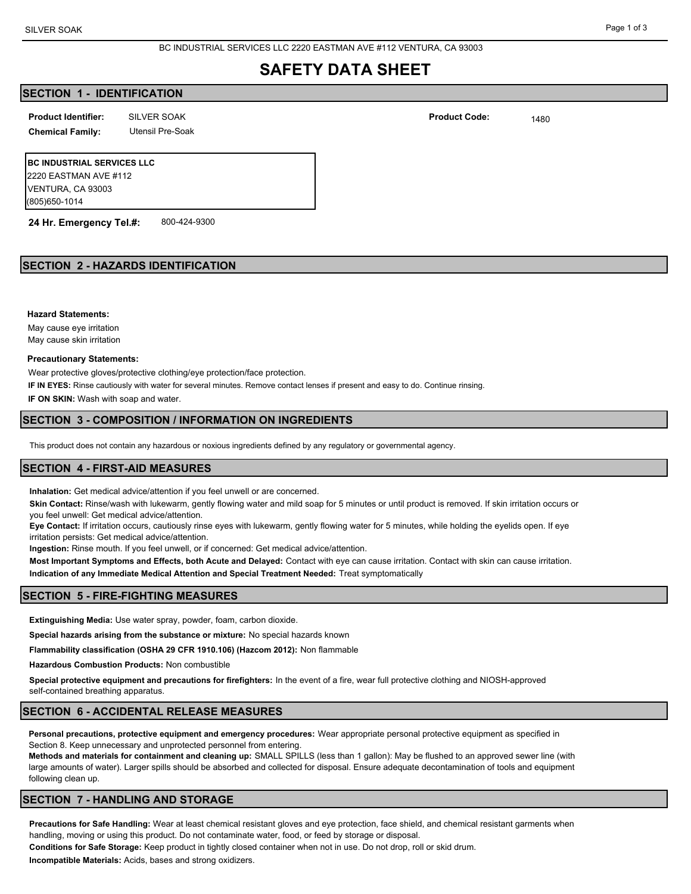BC INDUSTRIAL SERVICES LLC 2220 EASTMAN AVE #112 VENTURA, CA 93003

# SAFETY DATA SHEET

## SECTION 1 - IDENTIFICATION

**Product Identifier:** SILVER SOAK

**Product Code:** 1480

**Chemical Family:** Utensil Pre-Soak

**BC INDUSTRIAL SERVICES LLC**
2220 EASTMAN AVE #112
VENTURA, CA 93003
(805)650-1014

**24 Hr. Emergency Tel.#:** 800-424-9300

## SECTION 2 - HAZARDS IDENTIFICATION

**Hazard Statements:**

May cause eye irritation
May cause skin irritation

**Precautionary Statements:**

Wear protective gloves/protective clothing/eye protection/face protection.

**IF IN EYES:** Rinse cautiously with water for several minutes. Remove contact lenses if present and easy to do. Continue rinsing.

**IF ON SKIN:** Wash with soap and water.

## SECTION 3 - COMPOSITION / INFORMATION ON INGREDIENTS

This product does not contain any hazardous or noxious ingredients defined by any regulatory or governmental agency.

## SECTION 4 - FIRST-AID MEASURES

**Inhalation:** Get medical advice/attention if you feel unwell or are concerned.

**Skin Contact:** Rinse/wash with lukewarm, gently flowing water and mild soap for 5 minutes or until product is removed. If skin irritation occurs or you feel unwell: Get medical advice/attention.

**Eye Contact:** If irritation occurs, cautiously rinse eyes with lukewarm, gently flowing water for 5 minutes, while holding the eyelids open. If eye irritation persists: Get medical advice/attention.

**Ingestion:** Rinse mouth. If you feel unwell, or if concerned: Get medical advice/attention.

**Most Important Symptoms and Effects, both Acute and Delayed:** Contact with eye can cause irritation. Contact with skin can cause irritation.

**Indication of any Immediate Medical Attention and Special Treatment Needed:** Treat symptomatically

## SECTION 5 - FIRE-FIGHTING MEASURES

**Extinguishing Media:** Use water spray, powder, foam, carbon dioxide.

**Special hazards arising from the substance or mixture:** No special hazards known

**Flammability classification (OSHA 29 CFR 1910.106) (Hazcom 2012):** Non flammable

**Hazardous Combustion Products:** Non combustible

**Special protective equipment and precautions for firefighters:** In the event of a fire, wear full protective clothing and NIOSH-approved self-contained breathing apparatus.

## SECTION 6 - ACCIDENTAL RELEASE MEASURES

**Personal precautions, protective equipment and emergency procedures:** Wear appropriate personal protective equipment as specified in Section 8. Keep unnecessary and unprotected personnel from entering.

**Methods and materials for containment and cleaning up:** SMALL SPILLS (less than 1 gallon): May be flushed to an approved sewer line (with large amounts of water). Larger spills should be absorbed and collected for disposal. Ensure adequate decontamination of tools and equipment following clean up.

## SECTION 7 - HANDLING AND STORAGE

**Precautions for Safe Handling:** Wear at least chemical resistant gloves and eye protection, face shield, and chemical resistant garments when handling, moving or using this product. Do not contaminate water, food, or feed by storage or disposal.

**Conditions for Safe Storage:** Keep product in tightly closed container when not in use. Do not drop, roll or skid drum.

**Incompatible Materials:** Acids, bases and strong oxidizers.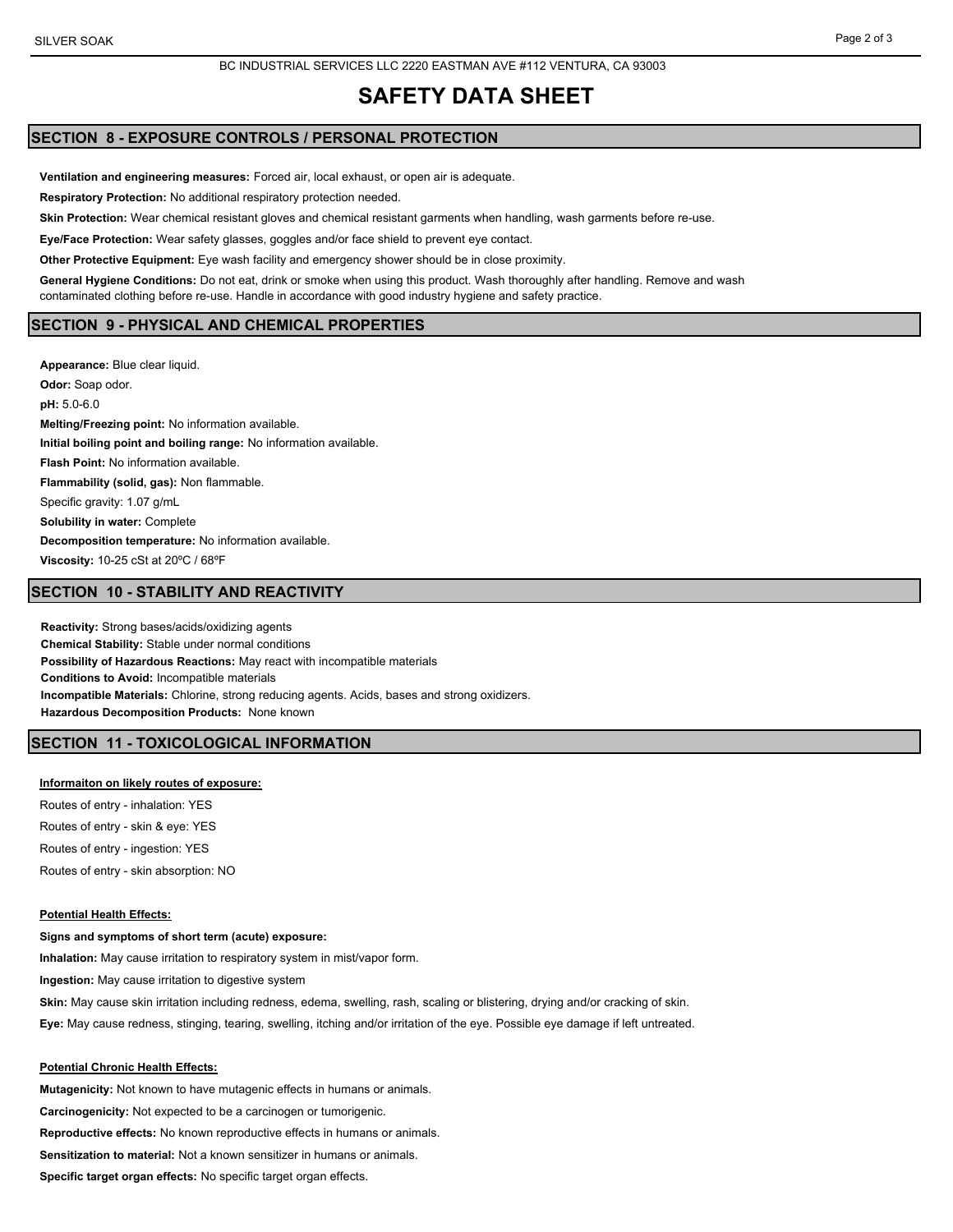# SAFETY DATA SHEET

## SECTION 8 - EXPOSURE CONTROLS / PERSONAL PROTECTION

**Ventilation and engineering measures:** Forced air, local exhaust, or open air is adequate.

**Respiratory Protection:** No additional respiratory protection needed.

**Skin Protection:** Wear chemical resistant gloves and chemical resistant garments when handling, wash garments before re-use.

**Eye/Face Protection:** Wear safety glasses, goggles and/or face shield to prevent eye contact.

**Other Protective Equipment:** Eye wash facility and emergency shower should be in close proximity.

**General Hygiene Conditions:** Do not eat, drink or smoke when using this product. Wash thoroughly after handling. Remove and wash contaminated clothing before re-use. Handle in accordance with good industry hygiene and safety practice.

## SECTION 9 - PHYSICAL AND CHEMICAL PROPERTIES

**Appearance:** Blue clear liquid.

**Odor:** Soap odor.

**pH:** 5.0-6.0

**Melting/Freezing point:** No information available.

**Initial boiling point and boiling range:** No information available.

**Flash Point:** No information available.

**Flammability (solid, gas):** Non flammable.

Specific gravity: 1.07 g/mL

**Solubility in water:** Complete

**Decomposition temperature:** No information available.

**Viscosity:** 10-25 cSt at 20ºC / 68ºF

## SECTION 10 - STABILITY AND REACTIVITY

**Reactivity:** Strong bases/acids/oxidizing agents

**Chemical Stability:** Stable under normal conditions

**Possibility of Hazardous Reactions:** May react with incompatible materials

**Conditions to Avoid:** Incompatible materials

**Incompatible Materials:** Chlorine, strong reducing agents. Acids, bases and strong oxidizers.

**Hazardous Decomposition Products:** None known

## SECTION 11 - TOXICOLOGICAL INFORMATION

**Informaiton on likely routes of exposure:**

Routes of entry - inhalation: YES

Routes of entry - skin & eye: YES

Routes of entry - ingestion: YES

Routes of entry - skin absorption: NO

**Potential Health Effects:**

**Signs and symptoms of short term (acute) exposure:**

**Inhalation:** May cause irritation to respiratory system in mist/vapor form.

**Ingestion:** May cause irritation to digestive system

**Skin:** May cause skin irritation including redness, edema, swelling, rash, scaling or blistering, drying and/or cracking of skin.

**Eye:** May cause redness, stinging, tearing, swelling, itching and/or irritation of the eye. Possible eye damage if left untreated.

**Potential Chronic Health Effects:**

**Mutagenicity:** Not known to have mutagenic effects in humans or animals.

**Carcinogenicity:** Not expected to be a carcinogen or tumorigenic.

**Reproductive effects:** No known reproductive effects in humans or animals.

**Sensitization to material:** Not a known sensitizer in humans or animals.

**Specific target organ effects:** No specific target organ effects.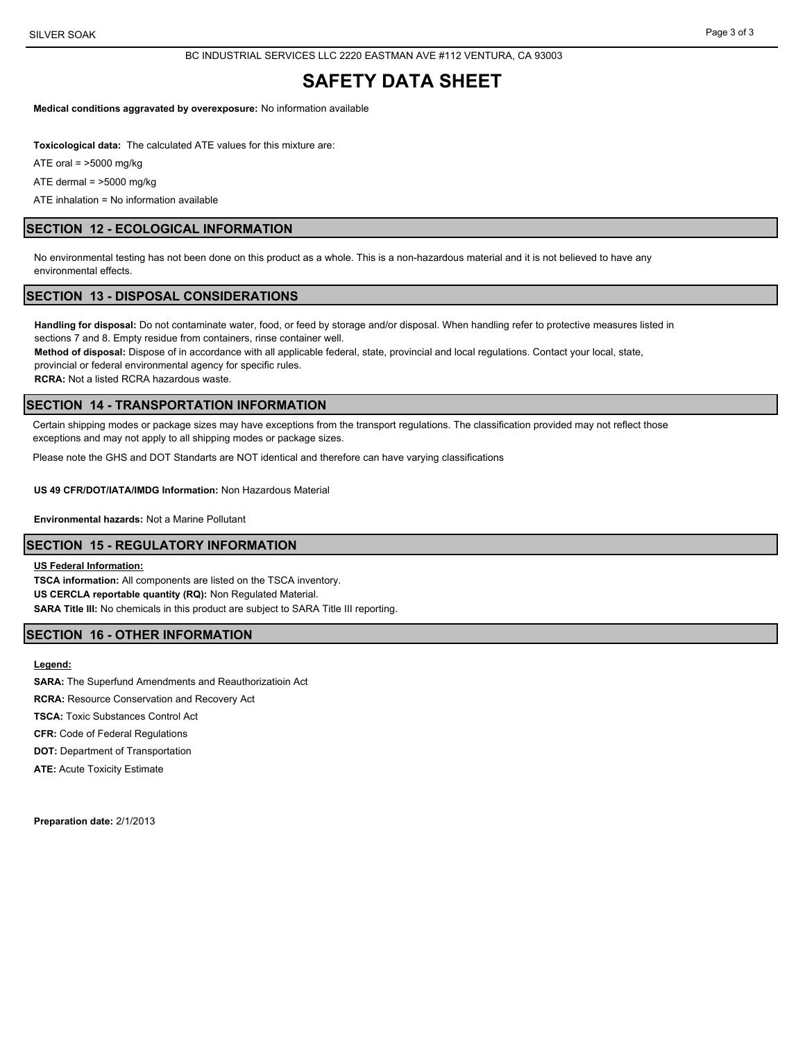BC INDUSTRIAL SERVICES LLC 2220 EASTMAN AVE #112 VENTURA, CA 93003

# SAFETY DATA SHEET

**Medical conditions aggravated by overexposure:** No information available

**Toxicological data:** The calculated ATE values for this mixture are:

ATE oral = >5000 mg/kg

ATE dermal = >5000 mg/kg

ATE inhalation = No information available

## SECTION 12 - ECOLOGICAL INFORMATION

No environmental testing has not been done on this product as a whole. This is a non-hazardous material and it is not believed to have any environmental effects.

## SECTION 13 - DISPOSAL CONSIDERATIONS

**Handling for disposal:** Do not contaminate water, food, or feed by storage and/or disposal. When handling refer to protective measures listed in sections 7 and 8. Empty residue from containers, rinse container well.

**Method of disposal:** Dispose of in accordance with all applicable federal, state, provincial and local regulations. Contact your local, state, provincial or federal environmental agency for specific rules.

**RCRA:** Not a listed RCRA hazardous waste.

## SECTION 14 - TRANSPORTATION INFORMATION

Certain shipping modes or package sizes may have exceptions from the transport regulations. The classification provided may not reflect those exceptions and may not apply to all shipping modes or package sizes.

Please note the GHS and DOT Standarts are NOT identical and therefore can have varying classifications

**US 49 CFR/DOT/IATA/IMDG Information:** Non Hazardous Material

**Environmental hazards:** Not a Marine Pollutant

## SECTION 15 - REGULATORY INFORMATION

**US Federal Information:**

**TSCA information:** All components are listed on the TSCA inventory.

**US CERCLA reportable quantity (RQ):** Non Regulated Material.

**SARA Title III:** No chemicals in this product are subject to SARA Title III reporting.

## SECTION 16 - OTHER INFORMATION

**Legend:**

**SARA:** The Superfund Amendments and Reauthorizatioin Act

**RCRA:** Resource Conservation and Recovery Act

**TSCA:** Toxic Substances Control Act

**CFR:** Code of Federal Regulations

**DOT:** Department of Transportation

**ATE:** Acute Toxicity Estimate

**Preparation date:** 2/1/2013